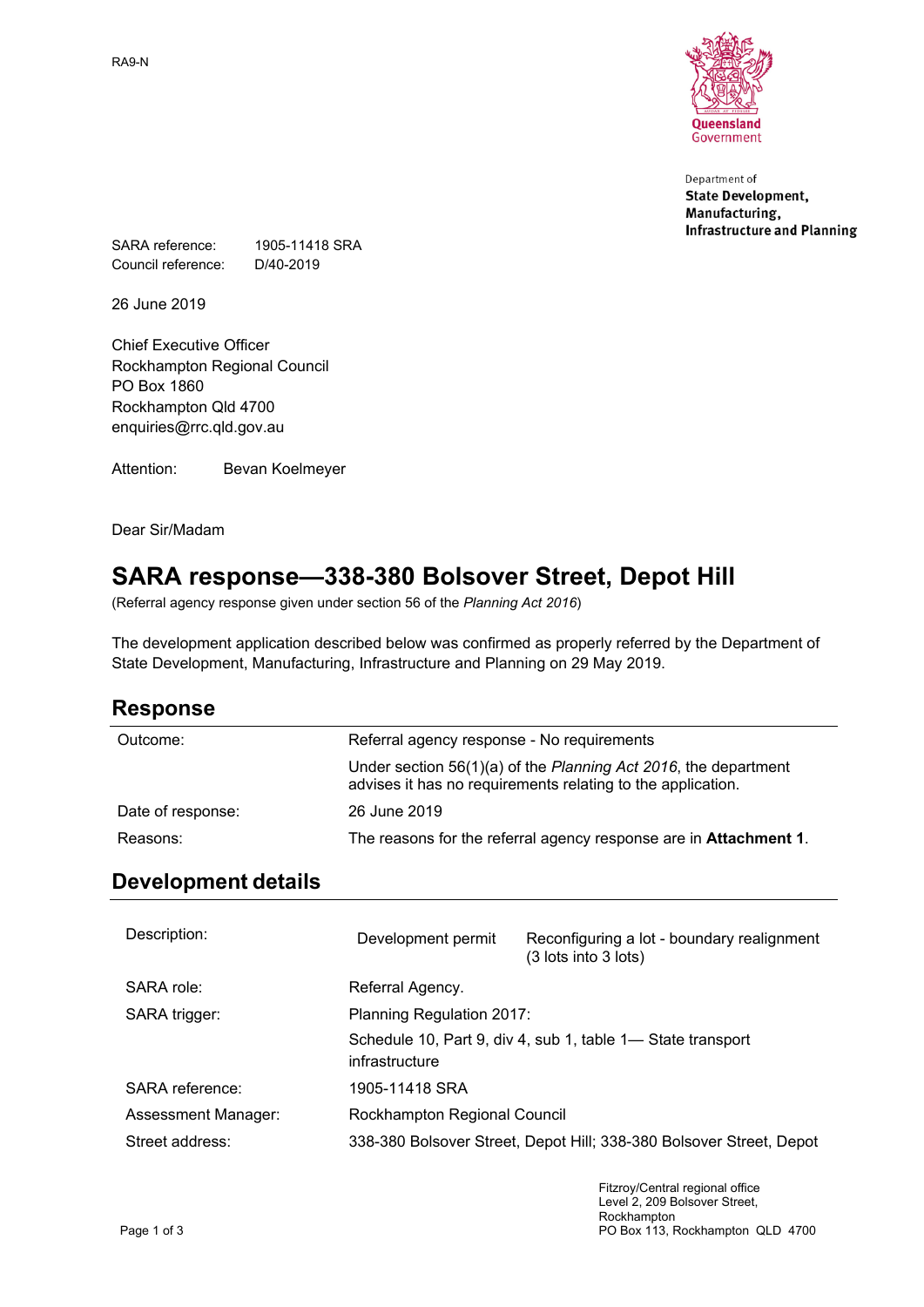RA9-N

Queensland Government

Department of
**State Development, Manufacturing, Infrastructure and Planning**

SARA reference: 1905-11418 SRA
Council reference: D/40-2019

26 June 2019

Chief Executive Officer
Rockhampton Regional Council
PO Box 1860
Rockhampton Qld 4700
enquiries@rrc.qld.gov.au

Attention: Bevan Koelmeyer

Dear Sir/Madam

# SARA response—338-380 Bolsover Street, Depot Hill

(Referral agency response given under section 56 of the *Planning Act 2016*)

The development application described below was confirmed as properly referred by the Department of State Development, Manufacturing, Infrastructure and Planning on 29 May 2019.

## Response

| | |
|---|---|
| Outcome: | Referral agency response - No requirements |
| | Under section 56(1)(a) of the *Planning Act 2016*, the department advises it has no requirements relating to the application. |
| Date of response: | 26 June 2019 |
| Reasons: | The reasons for the referral agency response are in **Attachment 1**. |

## Development details

| | | |
|---|---|---|
| Description: | Development permit | Reconfiguring a lot - boundary realignment (3 lots into 3 lots) |
| SARA role: | Referral Agency. | |
| SARA trigger: | Planning Regulation 2017: | |
| | Schedule 10, Part 9, div 4, sub 1, table 1— State transport infrastructure | |
| SARA reference: | 1905-11418 SRA | |
| Assessment Manager: | Rockhampton Regional Council | |
| Street address: | 338-380 Bolsover Street, Depot Hill; 338-380 Bolsover Street, Depot | |

Fitzroy/Central regional office
Level 2, 209 Bolsover Street,
Rockhampton
PO Box 113, Rockhampton QLD 4700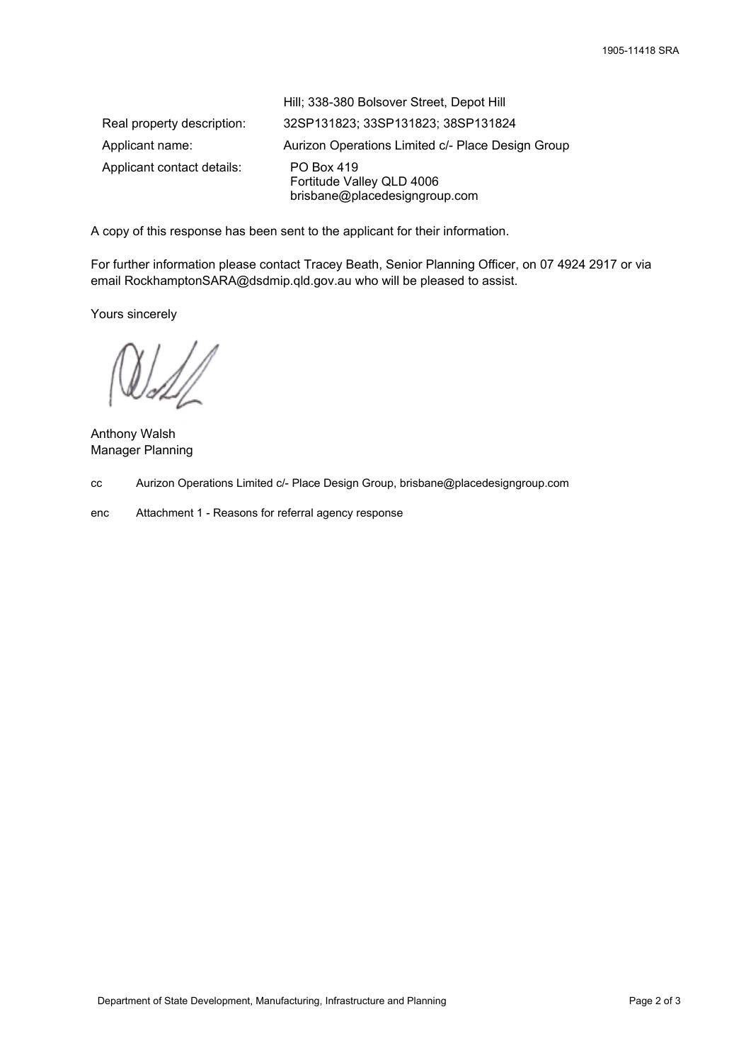| | |
|---|---|
| | Hill; 338-380 Bolsover Street, Depot Hill |
| Real property description: | 32SP131823; 33SP131823; 38SP131824 |
| Applicant name: | Aurizon Operations Limited c/- Place Design Group |
| Applicant contact details: | PO Box 419<br>Fortitude Valley QLD 4006<br>brisbane@placedesigngroup.com |

A copy of this response has been sent to the applicant for their information.

For further information please contact Tracey Beath, Senior Planning Officer, on 07 4924 2917 or via email RockhamptonSARA@dsdmip.qld.gov.au who will be pleased to assist.

Yours sincerely

Anthony Walsh
Manager Planning

cc Aurizon Operations Limited c/- Place Design Group, brisbane@placedesigngroup.com

enc Attachment 1 - Reasons for referral agency response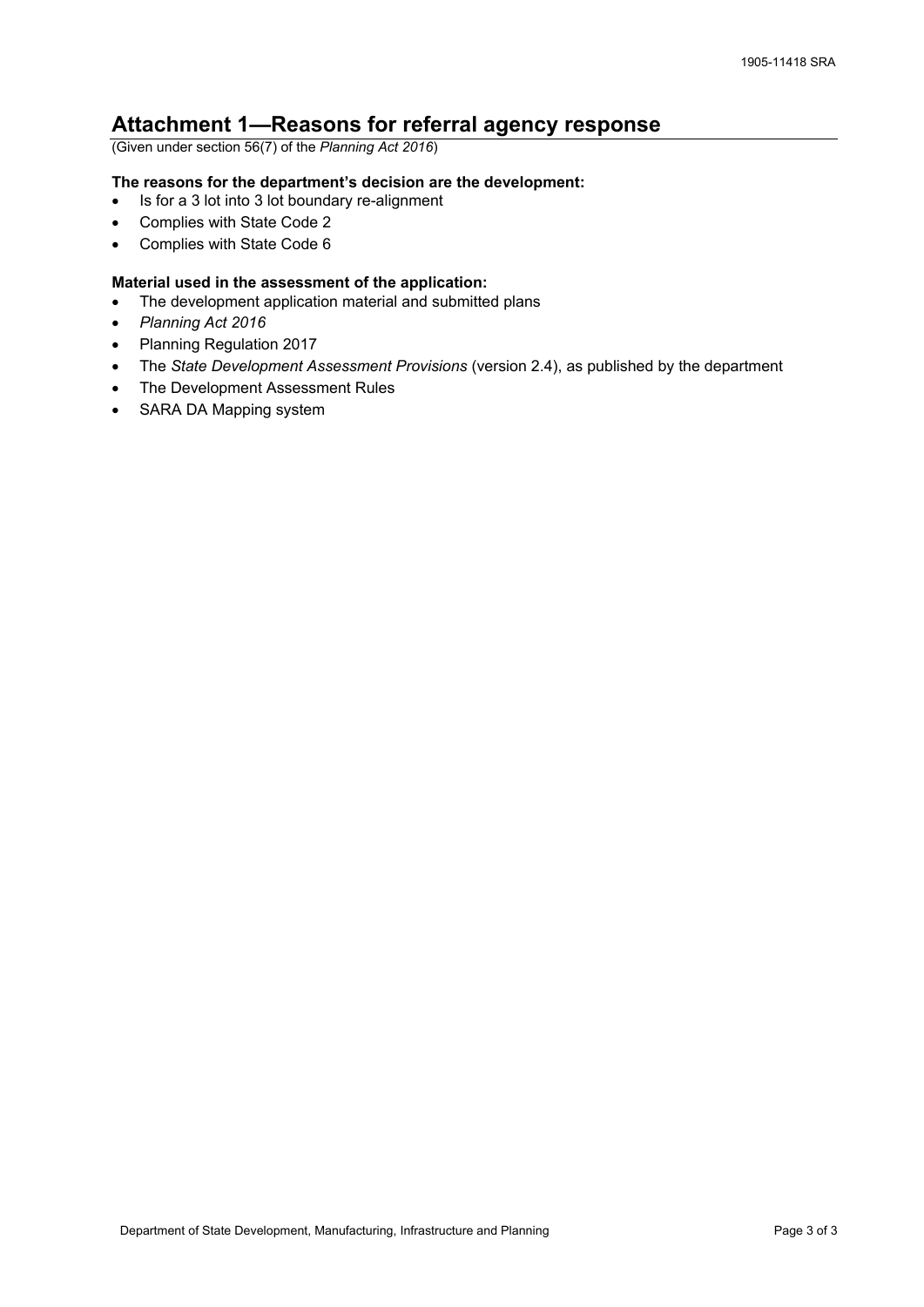# Attachment 1—Reasons for referral agency response

(Given under section 56(7) of the *Planning Act 2016*)

**The reasons for the department's decision are the development:**

- Is for a 3 lot into 3 lot boundary re-alignment
- Complies with State Code 2
- Complies with State Code 6

**Material used in the assessment of the application:**

- The development application material and submitted plans
- *Planning Act 2016*
- Planning Regulation 2017
- The *State Development Assessment Provisions* (version 2.4), as published by the department
- The Development Assessment Rules
- SARA DA Mapping system